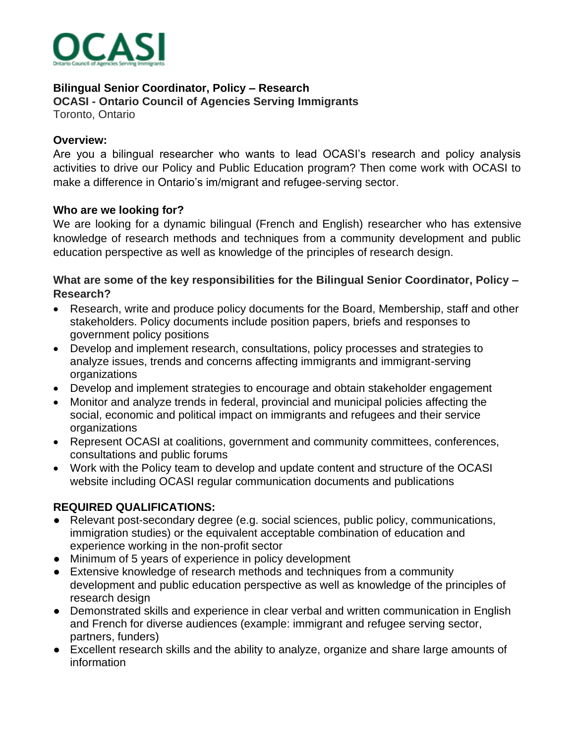OCASI

Ontario Council of Agencies Serving Immigrants

**Bilingual Senior Coordinator, Policy – Research**
**OCASI - Ontario Council of Agencies Serving Immigrants**
Toronto, Ontario

**Overview:**
Are you a bilingual researcher who wants to lead OCASI's research and policy analysis activities to drive our Policy and Public Education program? Then come work with OCASI to make a difference in Ontario's im/migrant and refugee-serving sector.

**Who are we looking for?**
We are looking for a dynamic bilingual (French and English) researcher who has extensive knowledge of research methods and techniques from a community development and public education perspective as well as knowledge of the principles of research design.

**What are some of the key responsibilities for the Bilingual Senior Coordinator, Policy – Research?**

- Research, write and produce policy documents for the Board, Membership, staff and other stakeholders. Policy documents include position papers, briefs and responses to government policy positions
- Develop and implement research, consultations, policy processes and strategies to analyze issues, trends and concerns affecting immigrants and immigrant-serving organizations
- Develop and implement strategies to encourage and obtain stakeholder engagement
- Monitor and analyze trends in federal, provincial and municipal policies affecting the social, economic and political impact on immigrants and refugees and their service organizations
- Represent OCASI at coalitions, government and community committees, conferences, consultations and public forums
- Work with the Policy team to develop and update content and structure of the OCASI website including OCASI regular communication documents and publications

**REQUIRED QUALIFICATIONS:**

- Relevant post-secondary degree (e.g. social sciences, public policy, communications, immigration studies) or the equivalent acceptable combination of education and experience working in the non-profit sector
- Minimum of 5 years of experience in policy development
- Extensive knowledge of research methods and techniques from a community development and public education perspective as well as knowledge of the principles of research design
- Demonstrated skills and experience in clear verbal and written communication in English and French for diverse audiences (example: immigrant and refugee serving sector, partners, funders)
- Excellent research skills and the ability to analyze, organize and share large amounts of information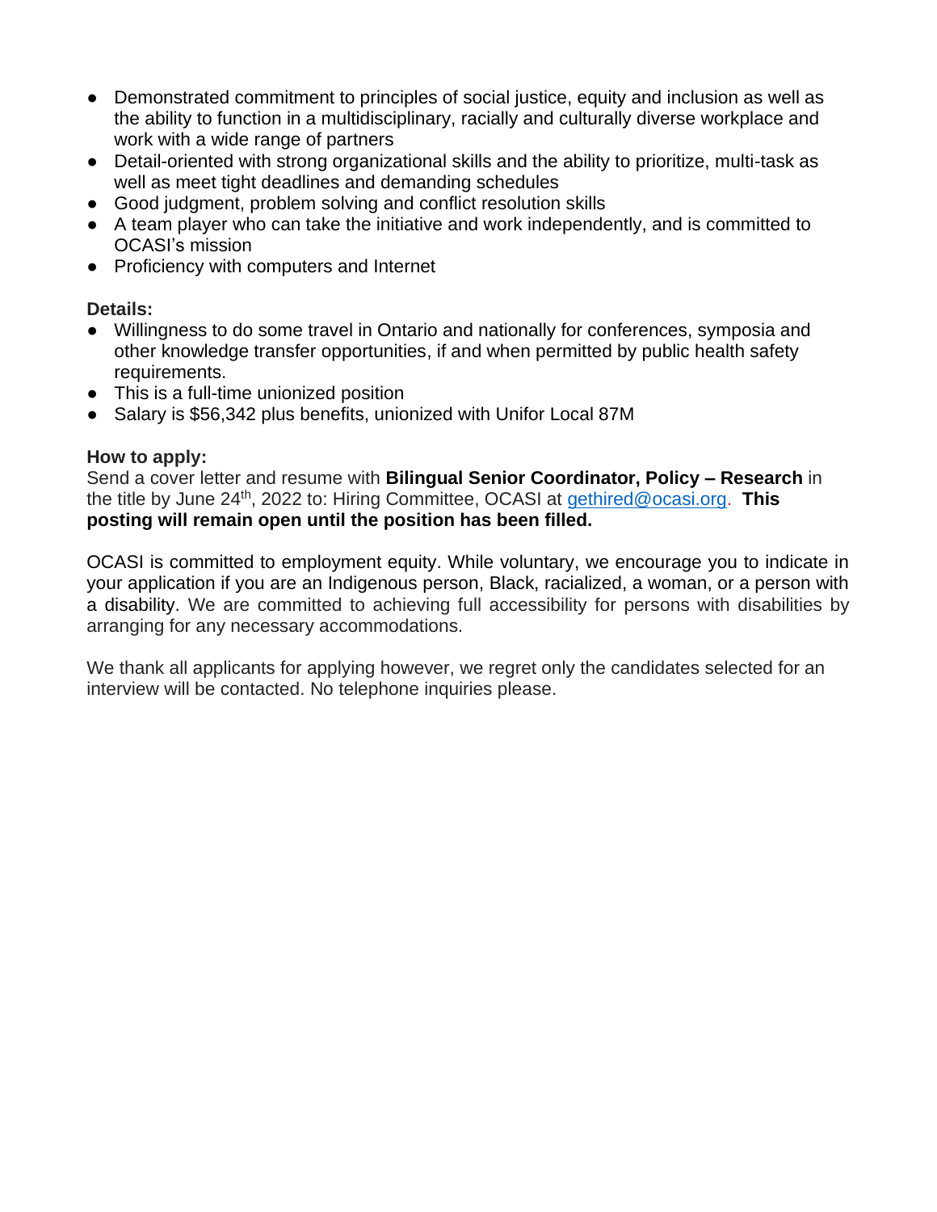- Demonstrated commitment to principles of social justice, equity and inclusion as well as the ability to function in a multidisciplinary, racially and culturally diverse workplace and work with a wide range of partners
- Detail-oriented with strong organizational skills and the ability to prioritize, multi-task as well as meet tight deadlines and demanding schedules
- Good judgment, problem solving and conflict resolution skills
- A team player who can take the initiative and work independently, and is committed to OCASI's mission
- Proficiency with computers and Internet

**Details:**

- Willingness to do some travel in Ontario and nationally for conferences, symposia and other knowledge transfer opportunities, if and when permitted by public health safety requirements.
- This is a full-time unionized position
- Salary is $56,342 plus benefits, unionized with Unifor Local 87M

**How to apply:**

Send a cover letter and resume with **Bilingual Senior Coordinator, Policy – Research** in the title by June 24th, 2022 to: Hiring Committee, OCASI at gethired@ocasi.org. **This posting will remain open until the position has been filled.**

OCASI is committed to employment equity. While voluntary, we encourage you to indicate in your application if you are an Indigenous person, Black, racialized, a woman, or a person with a disability. We are committed to achieving full accessibility for persons with disabilities by arranging for any necessary accommodations.

We thank all applicants for applying however, we regret only the candidates selected for an interview will be contacted. No telephone inquiries please.